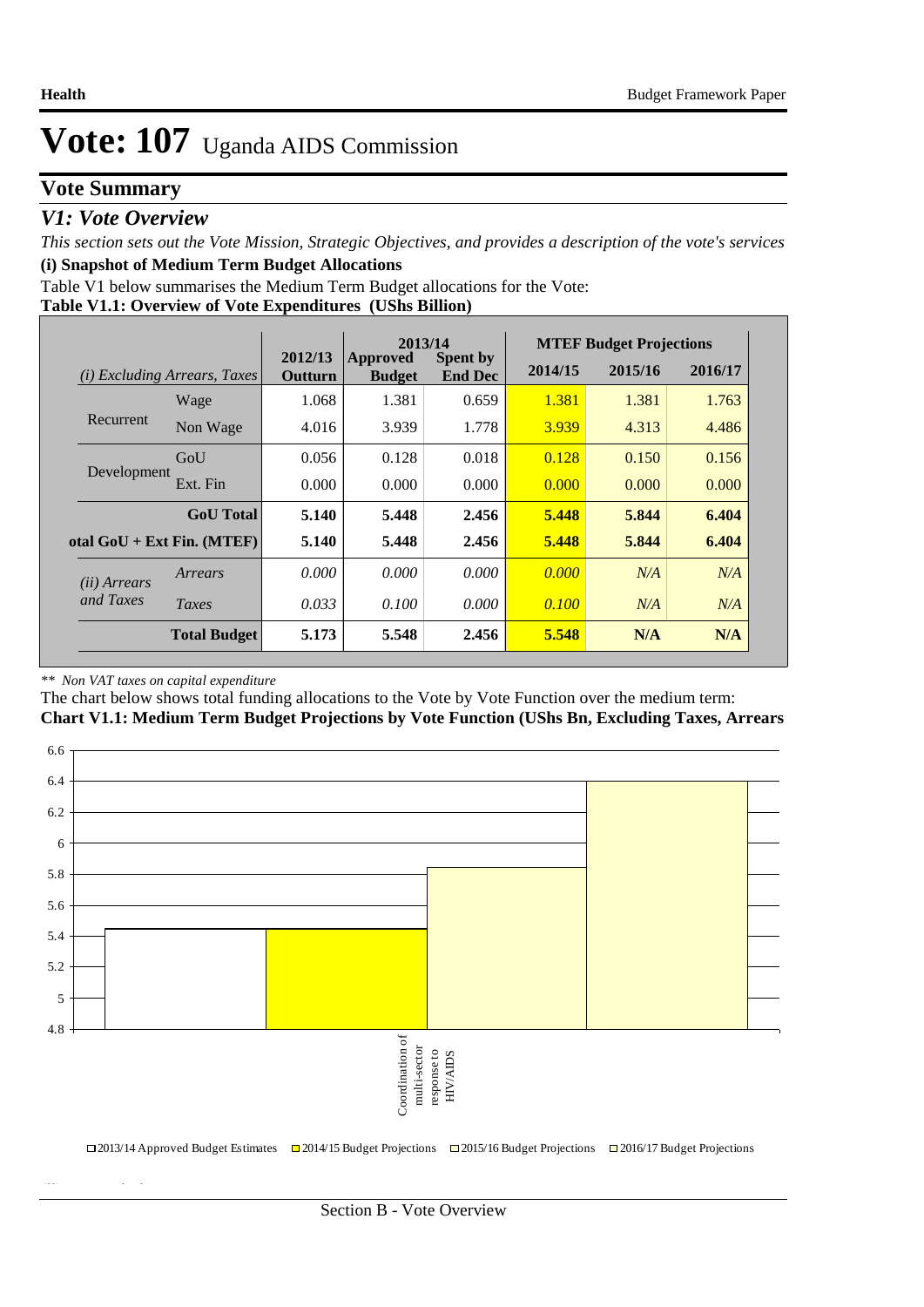# Vote: 107 Uganda AIDS Commission

## Vote Summary

### *V1: Vote Overview*

*This section sets out the Vote Mission, Strategic Objectives, and provides a description of the vote's services*

**(i) Snapshot of Medium Term Budget Allocations**

Table V1 below summarises the Medium Term Budget allocations for the Vote:

**Table V1.1: Overview of Vote Expenditures (UShs Billion)**

| *(i) Excluding Arrears, Taxes* | | 2012/13 Outturn | 2013/14 Approved Budget | 2013/14 Spent by End Dec | MTEF Budget Projections 2014/15 | 2015/16 | 2016/17 |
|---|---|---|---|---|---|---|---|
| Recurrent | Wage | 1.068 | 1.381 | 0.659 | 1.381 | 1.381 | 1.763 |
| | Non Wage | 4.016 | 3.939 | 1.778 | 3.939 | 4.313 | 4.486 |
| Development | GoU | 0.056 | 0.128 | 0.018 | 0.128 | 0.150 | 0.156 |
| | Ext. Fin | 0.000 | 0.000 | 0.000 | 0.000 | 0.000 | 0.000 |
| | **GoU Total** | **5.140** | **5.448** | **2.456** | **5.448** | **5.844** | **6.404** |
| **otal GoU + Ext Fin. (MTEF)** | | **5.140** | **5.448** | **2.456** | **5.448** | **5.844** | **6.404** |
| *(ii) Arrears and Taxes* | *Arrears* | *0.000* | *0.000* | *0.000* | *0.000* | *N/A* | *N/A* |
| | *Taxes* | *0.033* | *0.100* | *0.000* | *0.100* | *N/A* | *N/A* |
| | **Total Budget** | **5.173** | **5.548** | **2.456** | **5.548** | **N/A** | **N/A** |

*\** Non VAT taxes on capital expenditure*

The chart below shows total funding allocations to the Vote by Vote Function over the medium term:

**Chart V1.1: Medium Term Budget Projections by Vote Function (UShs Bn, Excluding Taxes, Arrears**

Coordination of multi-sector response to HIV/AIDS

2013/14 Approved Budget Estimates | 2014/15 Budget Projections | 2015/16 Budget Projections | 2016/17 Budget Projections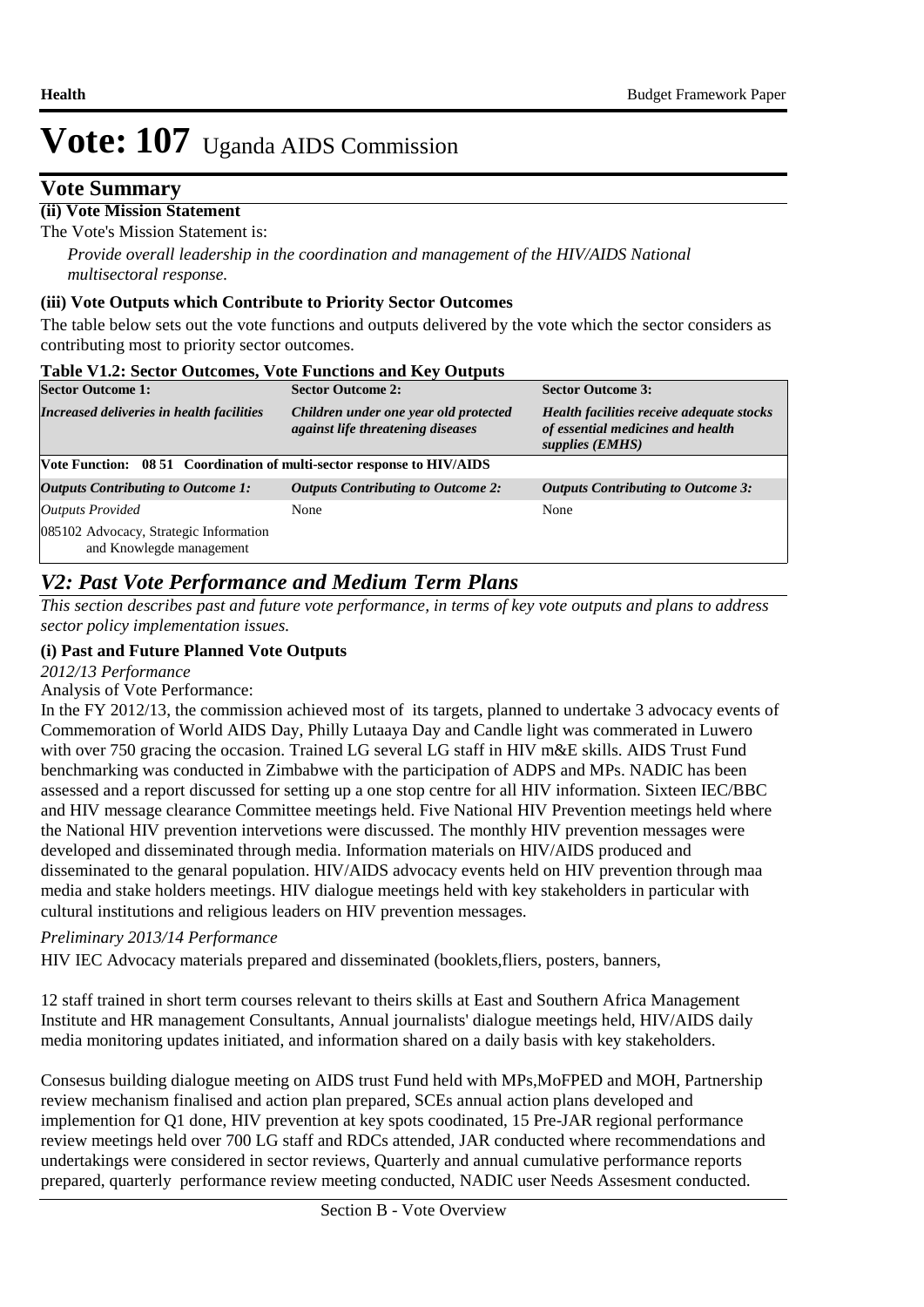# Vote: 107 Uganda AIDS Commission

## Vote Summary

**(ii) Vote Mission Statement**

The Vote's Mission Statement is:

*Provide overall leadership in the coordination and management of the HIV/AIDS National multisectoral response.*

**(iii) Vote Outputs which Contribute to Priority Sector Outcomes**

The table below sets out the vote functions and outputs delivered by the vote which the sector considers as contributing most to priority sector outcomes.

**Table V1.2: Sector Outcomes, Vote Functions and Key Outputs**

| **Sector Outcome 1:** | **Sector Outcome 2:** | **Sector Outcome 3:** |
|---|---|---|
| ***Increased deliveries in health facilities*** | ***Children under one year old protected against life threatening diseases*** | ***Health facilities receive adequate stocks of essential medicines and health supplies (EMHS)*** |
| **Vote Function: 08 51 Coordination of multi-sector response to HIV/AIDS** | | |
| ***Outputs Contributing to Outcome 1:*** | ***Outputs Contributing to Outcome 2:*** | ***Outputs Contributing to Outcome 3:*** |
| *Outputs Provided* | None | None |
| 085102 Advocacy, Strategic Information and Knowlegde management | | |

## *V2: Past Vote Performance and Medium Term Plans*

*This section describes past and future vote performance, in terms of key vote outputs and plans to address sector policy implementation issues.*

**(i) Past and Future Planned Vote Outputs**

*2012/13 Performance*

Analysis of Vote Performance:

In the FY 2012/13, the commission achieved most of its targets, planned to undertake 3 advocacy events of Commemoration of World AIDS Day, Philly Lutaaya Day and Candle light was commerated in Luwero with over 750 gracing the occasion. Trained LG several LG staff in HIV m&E skills. AIDS Trust Fund benchmarking was conducted in Zimbabwe with the participation of ADPS and MPs. NADIC has been assessed and a report discussed for setting up a one stop centre for all HIV information. Sixteen IEC/BBC and HIV message clearance Committee meetings held. Five National HIV Prevention meetings held where the National HIV prevention intervetions were discussed. The monthly HIV prevention messages were developed and disseminated through media. Information materials on HIV/AIDS produced and disseminated to the genaral population. HIV/AIDS advocacy events held on HIV prevention through maa media and stake holders meetings. HIV dialogue meetings held with key stakeholders in particular with cultural institutions and religious leaders on HIV prevention messages.

*Preliminary 2013/14 Performance*

HIV IEC Advocacy materials prepared and disseminated (booklets,fliers, posters, banners,

12 staff trained in short term courses relevant to theirs skills at East and Southern Africa Management Institute and HR management Consultants, Annual journalists' dialogue meetings held, HIV/AIDS daily media monitoring updates initiated, and information shared on a daily basis with key stakeholders.

Consesus building dialogue meeting on AIDS trust Fund held with MPs,MoFPED and MOH, Partnership review mechanism finalised and action plan prepared, SCEs annual action plans developed and implemention for Q1 done, HIV prevention at key spots coodinated, 15 Pre-JAR regional performance review meetings held over 700 LG staff and RDCs attended, JAR conducted where recommendations and undertakings were considered in sector reviews, Quarterly and annual cumulative performance reports prepared, quarterly performance review meeting conducted, NADIC user Needs Assesment conducted.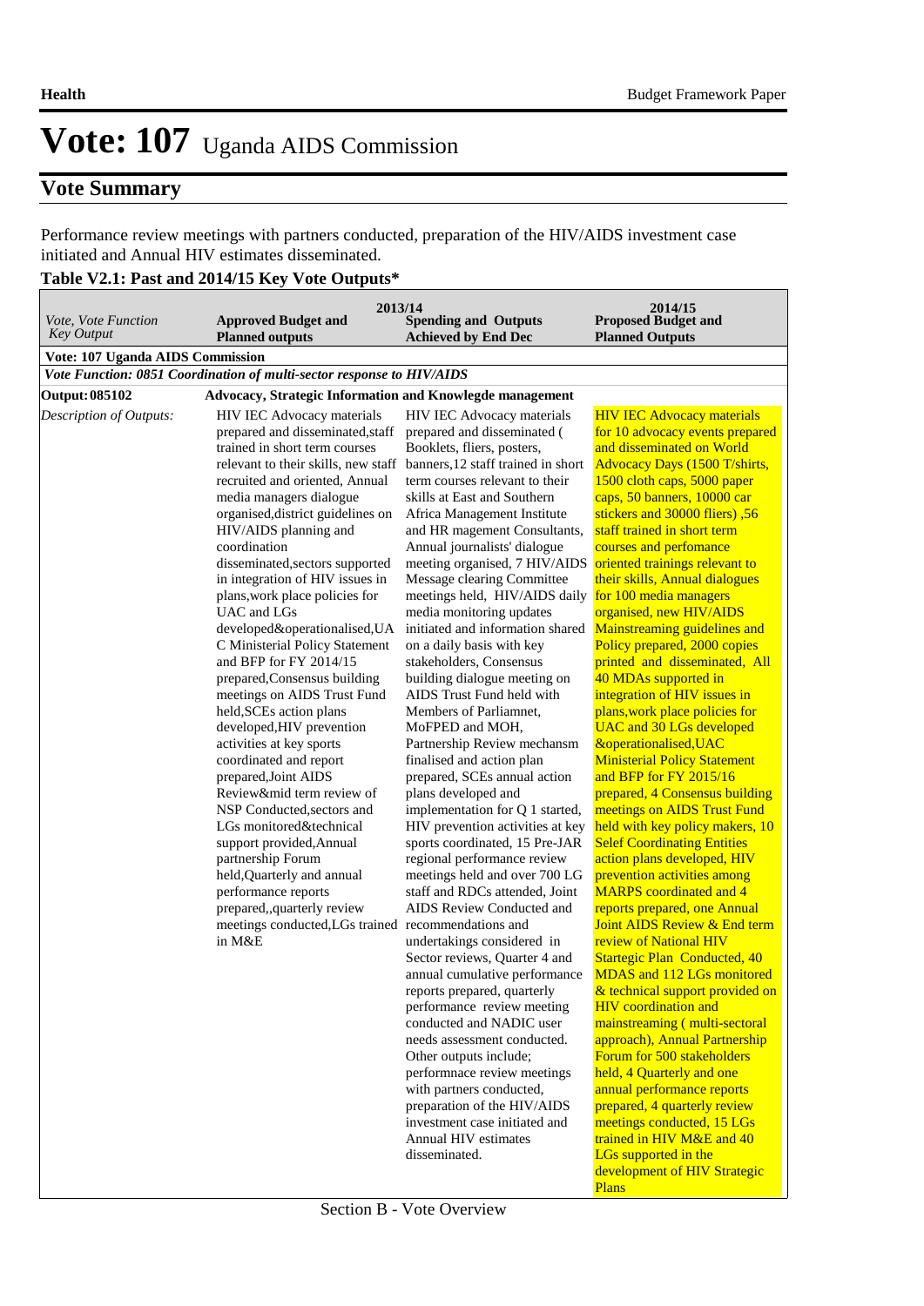# Vote: 107 Uganda AIDS Commission

## Vote Summary

Performance review meetings with partners conducted, preparation of the HIV/AIDS investment case initiated and Annual HIV estimates disseminated.

**Table V2.1: Past and 2014/15 Key Vote Outputs***

| *Vote, Vote Function Key Output* | 2013/14 **Approved Budget and Planned outputs** | **Spending and Outputs Achieved by End Dec** | 2014/15 **Proposed Budget and Planned Outputs** |
|---|---|---|---|
| **Vote: 107 Uganda AIDS Commission** | | | |
| ***Vote Function: 0851 Coordination of multi-sector response to HIV/AIDS*** | | | |
| **Output: 085102** | **Advocacy, Strategic Information and Knowlegde management** | | |
| *Description of Outputs:* | HIV IEC Advocacy materials prepared and disseminated,staff trained in short term courses relevant to their skills, new staff recruited and oriented, Annual media managers dialogue organised,district guidelines on HIV/AIDS planning and coordination disseminated,sectors supported in integration of HIV issues in plans,work place policies for UAC and LGs developed&operationalised,UAC Ministerial Policy Statement and BFP for FY 2014/15 prepared,Consensus building meetings on AIDS Trust Fund held,SCEs action plans developed,HIV prevention activities at key sports coordinated and report prepared,Joint AIDS Review&mid term review of NSP Conducted,sectors and LGs monitored&technical support provided,Annual partnership Forum held,Quarterly and annual performance reports prepared,,quarterly review meetings conducted,LGs trained in M&E | HIV IEC Advocacy materials prepared and disseminated ( Booklets, fliers, posters, banners,12 staff trained in short term courses relevant to their skills at East and Southern Africa Management Institute and HR magement Consultants, Annual journalists' dialogue meeting organised, 7 HIV/AIDS Message clearing Committee meetings held, HIV/AIDS daily media monitoring updates initiated and information shared on a daily basis with key stakeholders, Consensus building dialogue meeting on AIDS Trust Fund held with Members of Parliamnet, MoFPED and MOH, Partnership Review mechansm finalised and action plan prepared, SCEs annual action plans developed and implementation for Q 1 started, HIV prevention activities at key sports coordinated, 15 Pre-JAR regional performance review meetings held and over 700 LG staff and RDCs attended, Joint AIDS Review Conducted and recommendations and undertakings considered in Sector reviews, Quarter 4 and annual cumulative performance reports prepared, quarterly performance review meeting conducted and NADIC user needs assessment conducted. Other outputs include; performnace review meetings with partners conducted, preparation of the HIV/AIDS investment case initiated and Annual HIV estimates disseminated. | HIV IEC Advocacy materials for 10 advocacy events prepared and disseminated on World Advocacy Days (1500 T/shirts, 1500 cloth caps, 5000 paper caps, 50 banners, 10000 car stickers and 30000 fliers) ,56 staff trained in short term courses and perfomance oriented trainings relevant to their skills, Annual dialogues for 100 media managers organised, new HIV/AIDS Mainstreaming guidelines and Policy prepared, 2000 copies printed and disseminated, All 40 MDAs supported in integration of HIV issues in plans,work place policies for UAC and 30 LGs developed &operationalised,UAC Ministerial Policy Statement and BFP for FY 2015/16 prepared, 4 Consensus building meetings on AIDS Trust Fund held with key policy makers, 10 Self Coordinating Entities action plans developed, HIV prevention activities among MARPS coordinated and 4 reports prepared, one Annual Joint AIDS Review & End term review of National HIV Startegic Plan Conducted, 40 MDAS and 112 LGs monitored & technical support provided on HIV coordination and mainstreaming ( multi-sectoral approach), Annual Partnership Forum for 500 stakeholders held, 4 Quarterly and one annual performance reports prepared, 4 quarterly review meetings conducted, 15 LGs trained in HIV M&E and 40 LGs supported in the development of HIV Strategic Plans |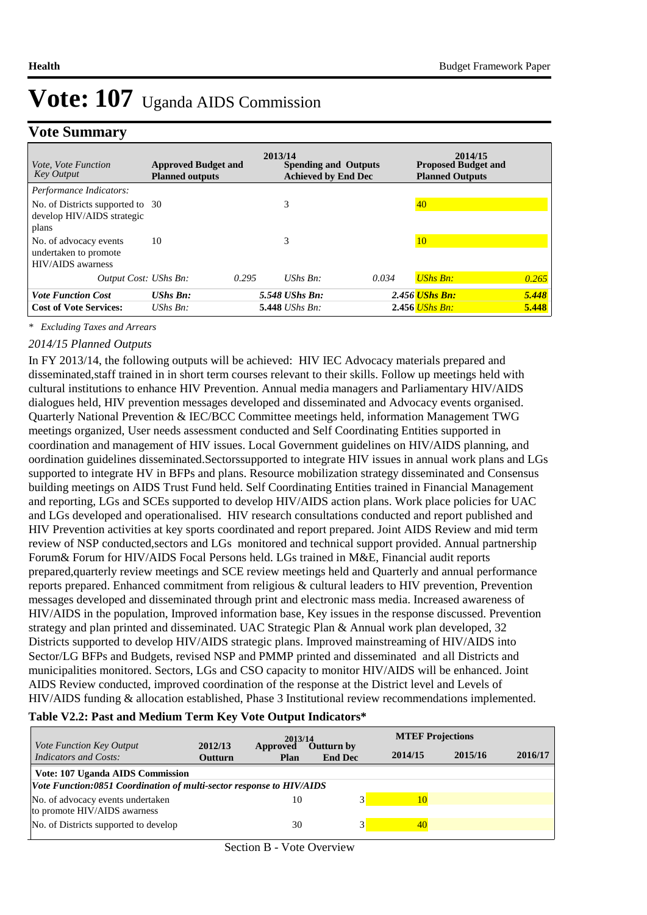# Vote: 107 Uganda AIDS Commission

## Vote Summary

| *Vote, Vote Function Key Output* | **2013/14** **Approved Budget and Planned outputs** | | **Spending and Outputs Achieved by End Dec** | | **2014/15 Proposed Budget and Planned Outputs** | |
|---|---|---|---|---|---|---|
| *Performance Indicators:* | | | | | | |
| No. of Districts supported to develop HIV/AIDS strategic plans | 30 | | 3 | | 40 | |
| No. of advocacy events undertaken to promote HIV/AIDS awarness | 10 | | 3 | | 10 | |
| *Output Cost:* | *UShs Bn:* | *0.295* | *UShs Bn:* | *0.034* | *UShs Bn:* | *0.265* |
| ***Vote Function Cost*** | ***UShs Bn:*** | ***5.548*** | ***UShs Bn:*** | ***2.456*** | ***UShs Bn:*** | ***5.448*** |
| **Cost of Vote Services:** | *UShs Bn:* | **5.448** | *UShs Bn:* | **2.456** | *UShs Bn:* | **5.448** |

\* *Excluding Taxes and Arrears*

*2014/15 Planned Outputs*

In FY 2013/14, the following outputs will be achieved: HIV IEC Advocacy materials prepared and disseminated,staff trained in in short term courses relevant to their skills. Follow up meetings held with cultural institutions to enhance HIV Prevention. Annual media managers and Parliamentary HIV/AIDS dialogues held, HIV prevention messages developed and disseminated and Advocacy events organised. Quarterly National Prevention & IEC/BCC Committee meetings held, information Management TWG meetings organized, User needs assessment conducted and Self Coordinating Entities supported in coordination and management of HIV issues. Local Government guidelines on HIV/AIDS planning, and oordination guidelines disseminated.Sectorssupported to integrate HIV issues in annual work plans and LGs supported to integrate HV in BFPs and plans. Resource mobilization strategy disseminated and Consensus building meetings on AIDS Trust Fund held. Self Coordinating Entities trained in Financial Management and reporting, LGs and SCEs supported to develop HIV/AIDS action plans. Work place policies for UAC and LGs developed and operationalised. HIV research consultations conducted and report published and HIV Prevention activities at key sports coordinated and report prepared. Joint AIDS Review and mid term review of NSP conducted,sectors and LGs monitored and technical support provided. Annual partnership Forum& Forum for HIV/AIDS Focal Persons held. LGs trained in M&E, Financial audit reports prepared,quarterly review meetings and SCE review meetings held and Quarterly and annual performance reports prepared. Enhanced commitment from religious & cultural leaders to HIV prevention, Prevention messages developed and disseminated through print and electronic mass media. Increased awareness of HIV/AIDS in the population, Improved information base, Key issues in the response discussed. Prevention strategy and plan printed and disseminated. UAC Strategic Plan & Annual work plan developed, 32 Districts supported to develop HIV/AIDS strategic plans. Improved mainstreaming of HIV/AIDS into Sector/LG BFPs and Budgets, revised NSP and PMMP printed and disseminated and all Districts and municipalities monitored. Sectors, LGs and CSO capacity to monitor HIV/AIDS will be enhanced. Joint AIDS Review conducted, improved coordination of the response at the District level and Levels of HIV/AIDS funding & allocation established, Phase 3 Institutional review recommendations implemented.

**Table V2.2: Past and Medium Term Key Vote Output Indicators***

| *Vote Function Key Output Indicators and Costs:* | **2012/13 Outturn** | **2013/14 Approved Plan** | **2013/14 Outturn by End Dec** | **MTEF Projections 2014/15** | **2015/16** | **2016/17** |
|---|---|---|---|---|---|---|
| **Vote: 107 Uganda AIDS Commission** | | | | | | |
| ***Vote Function:0851 Coordination of multi-sector response to HIV/AIDS*** | | | | | | |
| No. of advocacy events undertaken to promote HIV/AIDS awarness | | 10 | 3 | 10 | | |
| No. of Districts supported to develop | | 30 | 3 | 40 | | |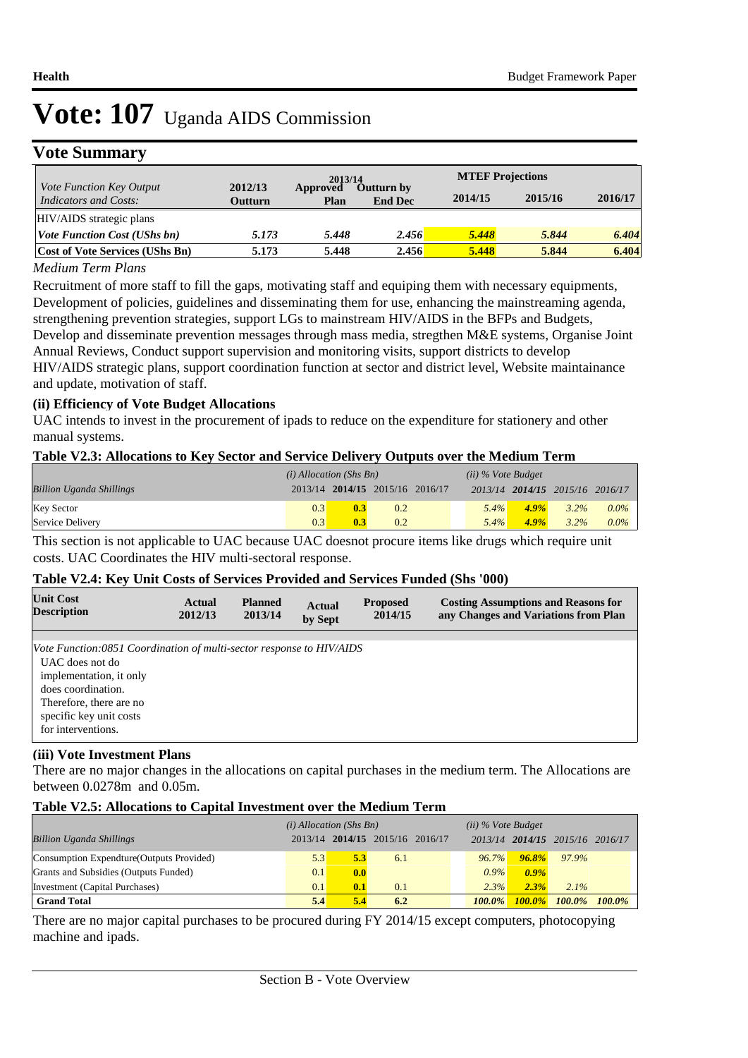# Vote: 107 Uganda AIDS Commission

## Vote Summary

| *Vote Function Key Output Indicators and Costs:* | 2012/13 Outturn | 2013/14 Approved Plan | 2013/14 Outturn by End Dec | MTEF Projections 2014/15 | 2015/16 | 2016/17 |
|---|---|---|---|---|---|---|
| HIV/AIDS strategic plans | | | | | | |
| ***Vote Function Cost (UShs bn)*** | ***5.173*** | ***5.448*** | ***2.456*** | ***5.448*** | ***5.844*** | ***6.404*** |
| **Cost of Vote Services (UShs Bn)** | **5.173** | **5.448** | **2.456** | **5.448** | **5.844** | **6.404** |

*Medium Term Plans*

Recruitment of more staff to fill the gaps, motivating staff and equiping them with necessary equipments, Development of policies, guidelines and disseminating them for use, enhancing the mainstreaming agenda, strengthening prevention strategies, support LGs to mainstream HIV/AIDS in the BFPs and Budgets, Develop and disseminate prevention messages through mass media, stregthen M&E systems, Organise Joint Annual Reviews, Conduct support supervision and monitoring visits, support districts to develop HIV/AIDS strategic plans, support coordination function at sector and district level, Website maintainance and update, motivation of staff.

### (ii) Efficiency of Vote Budget Allocations

UAC intends to invest in the procurement of ipads to reduce on the expenditure for stationery and other manual systems.

### Table V2.3: Allocations to Key Sector and Service Delivery Outputs over the Medium Term

| *Billion Uganda Shillings* | *(i) Allocation (Shs Bn)* 2013/14 | **2014/15** | 2015/16 | 2016/17 | *(ii) % Vote Budget* 2013/14 | **2014/15** | 2015/16 | 2016/17 |
|---|---|---|---|---|---|---|---|---|
| Key Sector | 0.3 | **0.3** | 0.2 | | *5.4%* | ***4.9%*** | *3.2%* | *0.0%* |
| Service Delivery | 0.3 | **0.3** | 0.2 | | *5.4%* | ***4.9%*** | *3.2%* | *0.0%* |

This section is not applicable to UAC because UAC doesnot procure items like drugs which require unit costs. UAC Coordinates the HIV multi-sectoral response.

### Table V2.4: Key Unit Costs of Services Provided and Services Funded (Shs '000)

| Unit Cost Description | Actual 2012/13 | Planned 2013/14 | Actual by Sept | Proposed 2014/15 | Costing Assumptions and Reasons for any Changes and Variations from Plan |
|---|---|---|---|---|---|
| *Vote Function:0851 Coordination of multi-sector response to HIV/AIDS* | | | | | |
| UAC does not do implementation, it only does coordination. Therefore, there are no specific key unit costs for interventions. | | | | | |

### (iii) Vote Investment Plans

There are no major changes in the allocations on capital purchases in the medium term. The Allocations are between 0.0278m and 0.05m.

### Table V2.5: Allocations to Capital Investment over the Medium Term

| *Billion Uganda Shillings* | *(i) Allocation (Shs Bn)* 2013/14 | **2014/15** | 2015/16 | 2016/17 | *(ii) % Vote Budget* 2013/14 | **2014/15** | 2015/16 | 2016/17 |
|---|---|---|---|---|---|---|---|---|
| Consumption Expendture(Outputs Provided) | 5.3 | **5.3** | 6.1 | | *96.7%* | ***96.8%*** | *97.9%* | |
| Grants and Subsidies (Outputs Funded) | 0.1 | **0.0** | | | *0.9%* | ***0.9%*** | | |
| Investment (Capital Purchases) | 0.1 | **0.1** | 0.1 | | *2.3%* | ***2.3%*** | *2.1%* | |
| **Grand Total** | **5.4** | **5.4** | **6.2** | | ***100.0%*** | ***100.0%*** | ***100.0%*** | ***100.0%*** |

There are no major capital purchases to be procured during FY 2014/15 except computers, photocopying machine and ipads.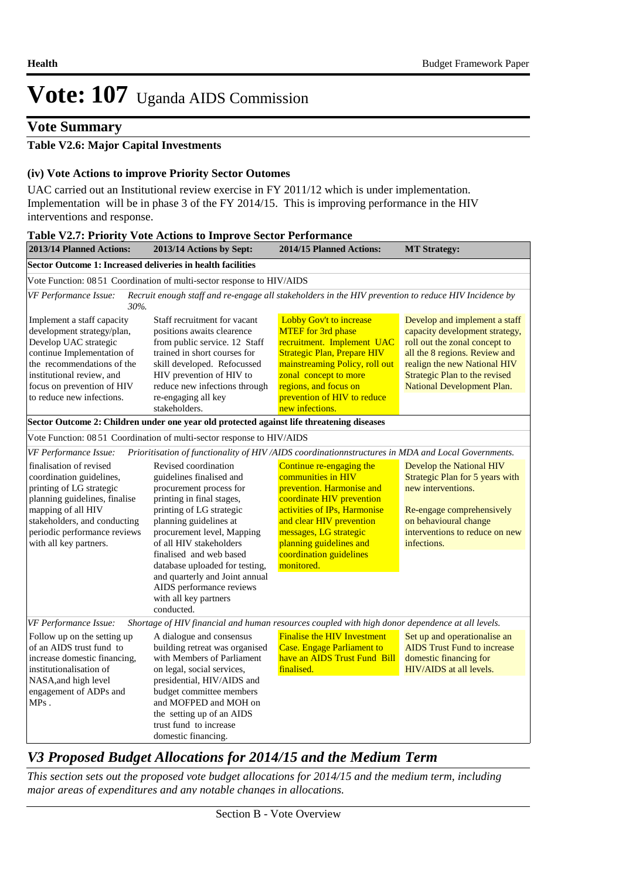# Vote: 107 Uganda AIDS Commission

## Vote Summary

**Table V2.6: Major Capital Investments**

**(iv) Vote Actions to improve Priority Sector Outomes**

UAC carried out an Institutional review exercise in FY 2011/12 which is under implementation. Implementation will be in phase 3 of the FY 2014/15. This is improving performance in the HIV interventions and response.

**Table V2.7: Priority Vote Actions to Improve Sector Performance**

| 2013/14 Planned Actions: | 2013/14 Actions by Sept: | 2014/15 Planned Actions: | MT Strategy: |
|---|---|---|---|
| **Sector Outcome 1: Increased deliveries in health facilities** | | | |
| Vote Function: 08 51 Coordination of multi-sector response to HIV/AIDS | | | |
| *VF Performance Issue: Recruit enough staff and re-engage all stakeholders in the HIV prevention to reduce HIV Incidence by 30%.* | | | |
| Implement a staff capacity development strategy/plan, Develop UAC strategic continue Implementation of the recommendations of the institutional review, and focus on prevention of HIV to reduce new infections. | Staff recruitment for vacant positions awaits clearence from public service. 12 Staff trained in short courses for skill developed. Refocussed HIV prevention of HIV to reduce new infections through re-engaging all key stakeholders. | Lobby Gov't to increase MTEF for 3rd phase recruitment. Implement UAC Strategic Plan, Prepare HIV mainstreaming Policy, roll out zonal concept to more regions, and focus on prevention of HIV to reduce new infections. | Develop and implement a staff capacity development strategy, roll out the zonal concept to all the 8 regions. Review and realign the new National HIV Strategic Plan to the revised National Development Plan. |
| **Sector Outcome 2: Children under one year old protected against life threatening diseases** | | | |
| Vote Function: 08 51 Coordination of multi-sector response to HIV/AIDS | | | |
| *VF Performance Issue: Prioritisation of functionality of HIV /AIDS coordinationnstructures in MDA and Local Governments.* | | | |
| finalisation of revised coordination guidelines, printing of LG strategic planning guidelines, finalise mapping of all HIV stakeholders, and conducting periodic performance reviews with all key partners. | Revised coordination guidelines finalised and procurement process for printing in final stages, printing of LG strategic planning guidelines at procurement level, Mapping of all HIV stakeholders finalised and web based database uploaded for testing, and quarterly and Joint annual AIDS performance reviews with all key partners conducted. | Continue re-engaging the communities in HIV prevention. Harmonise and coordinate HIV prevention activities of IPs, Harmonise and clear HIV prevention messages, LG strategic planning guidelines and coordination guidelines monitored. | Develop the National HIV Strategic Plan for 5 years with new interventions.<br><br>Re-engage comprehensively on behavioural change interventions to reduce on new infections. |
| *VF Performance Issue: Shortage of HIV financial and human resources coupled with high donor dependence at all levels.* | | | |
| Follow up on the setting up of an AIDS trust fund to increase domestic financing, institutionalisation of NASA,and high level engagement of ADPs and MPs . | A dialogue and consensus building retreat was organised with Members of Parliament on legal, social services, presidential, HIV/AIDS and budget committee members and MOFPED and MOH on the setting up of an AIDS trust fund to increase domestic financing. | Finalise the HIV Investment Case. Engage Parliament to have an AIDS Trust Fund Bill finalised. | Set up and operationalise an AIDS Trust Fund to increase domestic financing for HIV/AIDS at all levels. |

## *V3 Proposed Budget Allocations for 2014/15 and the Medium Term*

*This section sets out the proposed vote budget allocations for 2014/15 and the medium term, including major areas of expenditures and any notable changes in allocations.*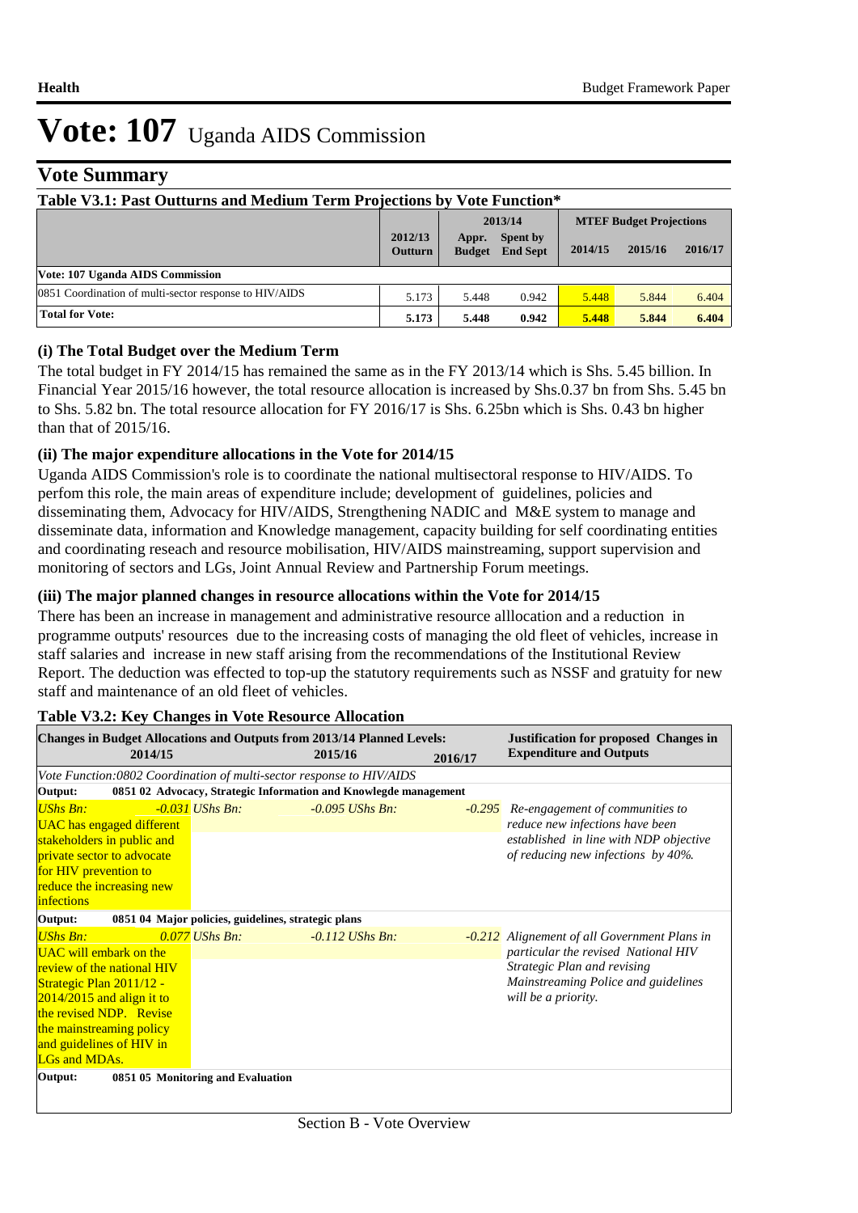# Vote: 107 Uganda AIDS Commission

## Vote Summary

**Table V3.1: Past Outturns and Medium Term Projections by Vote Function***

| | 2012/13 Outturn | 2013/14 Appr. Budget | 2013/14 Spent by End Sept | MTEF Budget Projections 2014/15 | 2015/16 | 2016/17 |
|---|---|---|---|---|---|---|
| **Vote: 107 Uganda AIDS Commission** | | | | | | |
| 0851 Coordination of multi-sector response to HIV/AIDS | 5.173 | 5.448 | 0.942 | 5.448 | 5.844 | 6.404 |
| **Total for Vote:** | **5.173** | **5.448** | **0.942** | **5.448** | **5.844** | **6.404** |

### (i) The Total Budget over the Medium Term

The total budget in FY 2014/15 has remained the same as in the FY 2013/14 which is Shs. 5.45 billion. In Financial Year 2015/16 however, the total resource allocation is increased by Shs.0.37 bn from Shs. 5.45 bn to Shs. 5.82 bn. The total resource allocation for FY 2016/17 is Shs. 6.25bn which is Shs. 0.43 bn higher than that of 2015/16.

### (ii) The major expenditure allocations in the Vote for 2014/15

Uganda AIDS Commission's role is to coordinate the national multisectoral response to HIV/AIDS. To perfom this role, the main areas of expenditure include; development of guidelines, policies and disseminating them, Advocacy for HIV/AIDS, Strengthening NADIC and M&E system to manage and disseminate data, information and Knowledge management, capacity building for self coordinating entities and coordinating reseach and resource mobilisation, HIV/AIDS mainstreaming, support supervision and monitoring of sectors and LGs, Joint Annual Review and Partnership Forum meetings.

### (iii) The major planned changes in resource allocations within the Vote for 2014/15

There has been an increase in management and administrative resource alllocation and a reduction in programme outputs' resources due to the increasing costs of managing the old fleet of vehicles, increase in staff salaries and increase in new staff arising from the recommendations of the Institutional Review Report. The deduction was effected to top-up the statutory requirements such as NSSF and gratuity for new staff and maintenance of an old fleet of vehicles.

**Table V3.2: Key Changes in Vote Resource Allocation**

| Changes in Budget Allocations and Outputs from 2013/14 Planned Levels: 2014/15 | 2015/16 | 2016/17 | Justification for proposed Changes in Expenditure and Outputs |
|---|---|---|---|
| *Vote Function:0802 Coordination of multi-sector response to HIV/AIDS* | | | |
| **Output: 0851 02 Advocacy, Strategic Information and Knowlegde management** | | | |
| *UShs Bn: -0.031* UAC has engaged different stakeholders in public and private sector to advocate for HIV prevention to reduce the increasing new infections | *UShs Bn: -0.095* | *UShs Bn: -0.295* | *Re-engagement of communities to reduce new infections have been established in line with NDP objective of reducing new infections by 40%.* |
| **Output: 0851 04 Major policies, guidelines, strategic plans** | | | |
| *UShs Bn: 0.077* UAC will embark on the review of the national HIV Strategic Plan 2011/12 - 2014/2015 and align it to the revised NDP. Revise the mainstreaming policy and guidelines of HIV in LGs and MDAs. | *UShs Bn: -0.112* | *UShs Bn: -0.212* | *Alignement of all Government Plans in particular the revised National HIV Strategic Plan and revising Mainstreaming Police and guidelines will be a priority.* |
| **Output: 0851 05 Monitoring and Evaluation** | | | |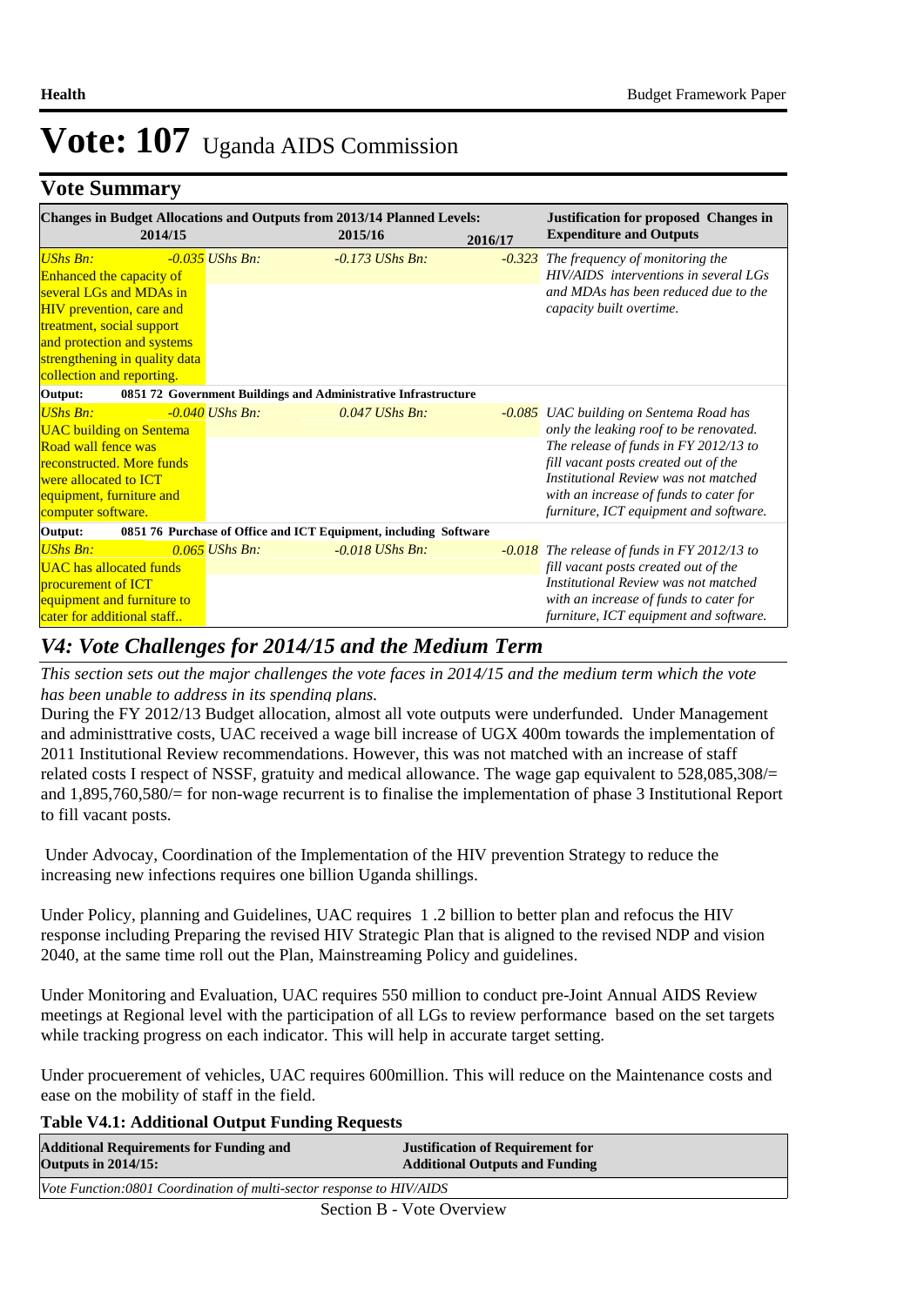# Vote: 107 Uganda AIDS Commission

## Vote Summary

| Changes in Budget Allocations and Outputs from 2013/14 Planned Levels: 2014/15 | | 2015/16 | 2016/17 | Justification for proposed Changes in Expenditure and Outputs |
|---|---|---|---|---|
| UShs Bn: Enhanced the capacity of several LGs and MDAs in HIV prevention, care and treatment, social support and protection and systems strengthening in quality data collection and reporting. | -0.035 | UShs Bn: -0.173 | UShs Bn: -0.323 | The frequency of monitoring the HIV/AIDS interventions in several LGs and MDAs has been reduced due to the capacity built overtime. |
| **Output: 0851 72 Government Buildings and Administrative Infrastructure** | | | | |
| UShs Bn: UAC building on Sentema Road wall fence was reconstructed. More funds were allocated to ICT equipment, furniture and computer software. | -0.040 | UShs Bn: 0.047 | UShs Bn: -0.085 | UAC building on Sentema Road has only the leaking roof to be renovated. The release of funds in FY 2012/13 to fill vacant posts created out of the Institutional Review was not matched with an increase of funds to cater for furniture, ICT equipment and software. |
| **Output: 0851 76 Purchase of Office and ICT Equipment, including Software** | | | | |
| UShs Bn: UAC has allocated funds procurement of ICT equipment and furniture to cater for additional staff.. | 0.065 | UShs Bn: -0.018 | UShs Bn: -0.018 | The release of funds in FY 2012/13 to fill vacant posts created out of the Institutional Review was not matched with an increase of funds to cater for furniture, ICT equipment and software. |

## *V4: Vote Challenges for 2014/15 and the Medium Term*

*This section sets out the major challenges the vote faces in 2014/15 and the medium term which the vote has been unable to address in its spending plans.*

During the FY 2012/13 Budget allocation, almost all vote outputs were underfunded. Under Management and administtrative costs, UAC received a wage bill increase of UGX 400m towards the implementation of 2011 Institutional Review recommendations. However, this was not matched with an increase of staff related costs I respect of NSSF, gratuity and medical allowance. The wage gap equivalent to 528,085,308/= and 1,895,760,580/= for non-wage recurrent is to finalise the implementation of phase 3 Institutional Report to fill vacant posts.

Under Advocay, Coordination of the Implementation of the HIV prevention Strategy to reduce the increasing new infections requires one billion Uganda shillings.

Under Policy, planning and Guidelines, UAC requires 1 .2 billion to better plan and refocus the HIV response including Preparing the revised HIV Strategic Plan that is aligned to the revised NDP and vision 2040, at the same time roll out the Plan, Mainstreaming Policy and guidelines.

Under Monitoring and Evaluation, UAC requires 550 million to conduct pre-Joint Annual AIDS Review meetings at Regional level with the participation of all LGs to review performance based on the set targets while tracking progress on each indicator. This will help in accurate target setting.

Under procuerement of vehicles, UAC requires 600million. This will reduce on the Maintenance costs and ease on the mobility of staff in the field.

**Table V4.1: Additional Output Funding Requests**

| Additional Requirements for Funding and Outputs in 2014/15: | Justification of Requirement for Additional Outputs and Funding |
|---|---|
| *Vote Function:0801 Coordination of multi-sector response to HIV/AIDS* | |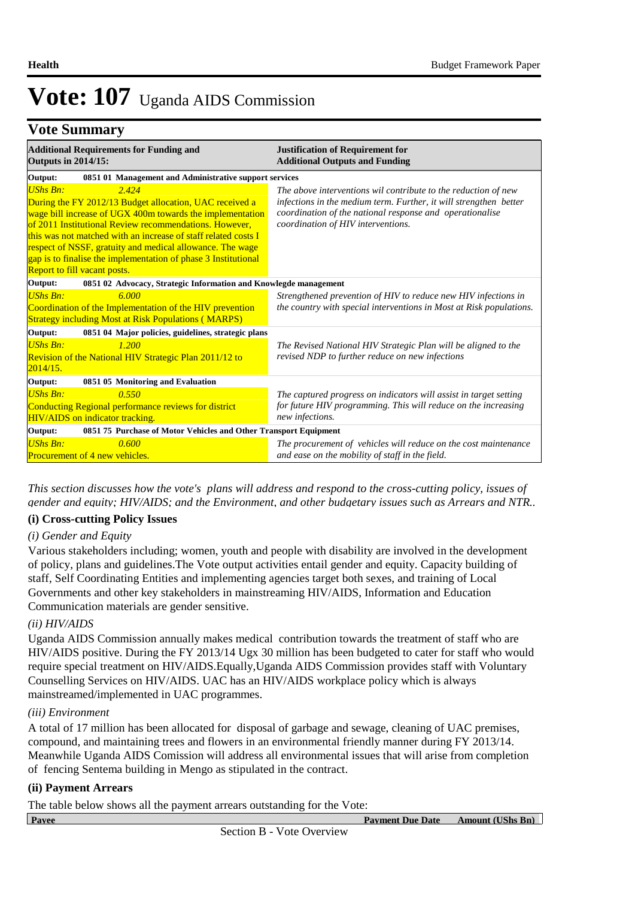# Vote: 107 Uganda AIDS Commission

## Vote Summary

| Additional Requirements for Funding and Outputs in 2014/15: | Justification of Requirement for Additional Outputs and Funding |
|---|---|
| **Output: 0851 01 Management and Administrative support services** | |
| *UShs Bn: 2.424*<br>During the FY 2012/13 Budget allocation, UAC received a wage bill increase of UGX 400m towards the implementation of 2011 Institutional Review recommendations. However, this was not matched with an increase of staff related costs I respect of NSSF, gratuity and medical allowance. The wage gap is to finalise the implementation of phase 3 Institutional Report to fill vacant posts. | *The above interventions wil contribute to the reduction of new infections in the medium term. Further, it will strengthen better coordination of the national response and operationalise coordination of HIV interventions.* |
| **Output: 0851 02 Advocacy, Strategic Information and Knowlegde management** | |
| *UShs Bn: 6.000*<br>Coordination of the Implementation of the HIV prevention Strategy including Most at Risk Populations ( MARPS) | *Strengthened prevention of HIV to reduce new HIV infections in the country with special interventions in Most at Risk populations.* |
| **Output: 0851 04 Major policies, guidelines, strategic plans** | |
| *UShs Bn: 1.200*<br>Revision of the National HIV Strategic Plan 2011/12 to 2014/15. | *The Revised National HIV Strategic Plan will be aligned to the revised NDP to further reduce on new infections* |
| **Output: 0851 05 Monitoring and Evaluation** | |
| *UShs Bn: 0.550*<br>Conducting Regional performance reviews for district HIV/AIDS on indicator tracking. | *The captured progress on indicators will assist in target setting for future HIV programming. This will reduce on the increasing new infections.* |
| **Output: 0851 75 Purchase of Motor Vehicles and Other Transport Equipment** | |
| *UShs Bn: 0.600*<br>Procurement of 4 new vehicles. | *The procurement of vehicles will reduce on the cost maintenance and ease on the mobility of staff in the field.* |

*This section discusses how the vote's plans will address and respond to the cross-cutting policy, issues of gender and equity; HIV/AIDS; and the Environment, and other budgetary issues such as Arrears and NTR..*

### (i) Cross-cutting Policy Issues

*(i) Gender and Equity*

Various stakeholders including; women, youth and people with disability are involved in the development of policy, plans and guidelines.The Vote output activities entail gender and equity. Capacity building of staff, Self Coordinating Entities and implementing agencies target both sexes, and training of Local Governments and other key stakeholders in mainstreaming HIV/AIDS, Information and Education Communication materials are gender sensitive.

*(ii) HIV/AIDS*

Uganda AIDS Commission annually makes medical contribution towards the treatment of staff who are HIV/AIDS positive. During the FY 2013/14 Ugx 30 million has been budgeted to cater for staff who would require special treatment on HIV/AIDS.Equally,Uganda AIDS Commission provides staff with Voluntary Counselling Services on HIV/AIDS. UAC has an HIV/AIDS workplace policy which is always mainstreamed/implemented in UAC programmes.

*(iii) Environment*

A total of 17 million has been allocated for disposal of garbage and sewage, cleaning of UAC premises, compound, and maintaining trees and flowers in an environmental friendly manner during FY 2013/14. Meanwhile Uganda AIDS Comission will address all environmental issues that will arise from completion of fencing Sentema building in Mengo as stipulated in the contract.

### (ii) Payment Arrears

The table below shows all the payment arrears outstanding for the Vote:

| Payee | Payment Due Date | Amount (UShs Bn) |
|---|---|---|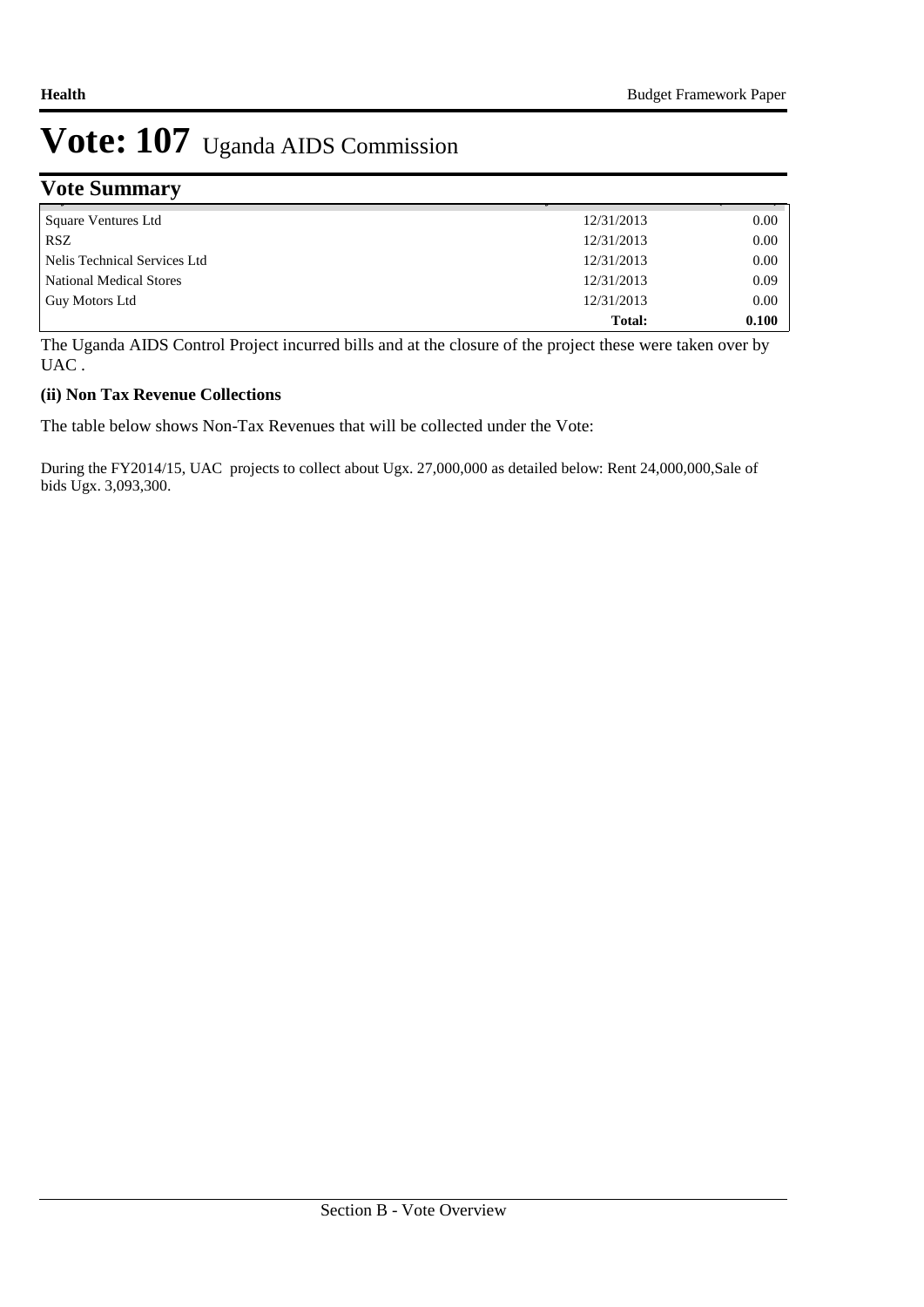# Vote: 107 Uganda AIDS Commission

## Vote Summary

| | | |
|---|---|---|
| Square Ventures Ltd | 12/31/2013 | 0.00 |
| RSZ | 12/31/2013 | 0.00 |
| Nelis Technical Services Ltd | 12/31/2013 | 0.00 |
| National Medical Stores | 12/31/2013 | 0.09 |
| Guy Motors Ltd | 12/31/2013 | 0.00 |
| | **Total:** | **0.100** |

The Uganda AIDS Control Project incurred bills and at the closure of the project these were taken over by UAC .

**(ii) Non Tax Revenue Collections**

The table below shows Non-Tax Revenues that will be collected under the Vote:

During the FY2014/15, UAC projects to collect about Ugx. 27,000,000 as detailed below: Rent 24,000,000,Sale of bids Ugx. 3,093,300.